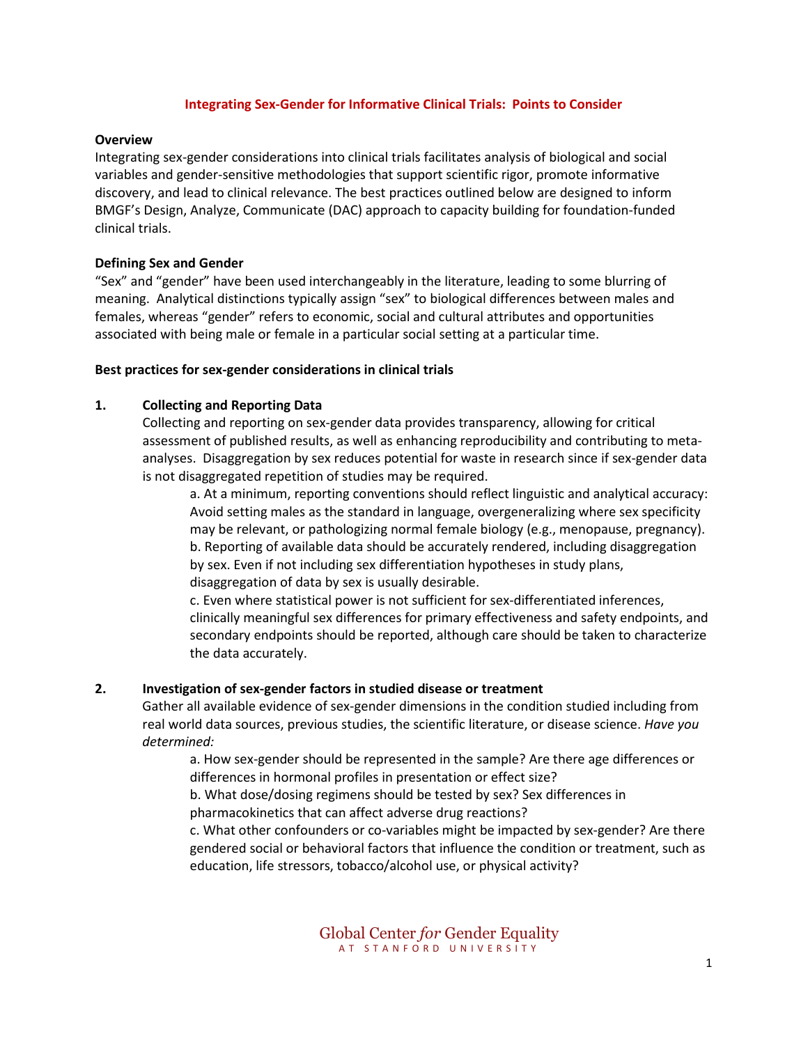# Integrating Sex-Gender for Informative Clinical Trials: Points to Consider

## Overview

Integrating sex-gender considerations into clinical trials facilitates analysis of biological and social variables and gender-sensitive methodologies that support scientific rigor, promote informative discovery, and lead to clinical relevance. The best practices outlined below are designed to inform BMGF's Design, Analyze, Communicate (DAC) approach to capacity building for foundation-funded clinical trials.

## Defining Sex and Gender

"Sex" and "gender" have been used interchangeably in the literature, leading to some blurring of meaning. Analytical distinctions typically assign "sex" to biological differences between males and females, whereas "gender" refers to economic, social and cultural attributes and opportunities associated with being male or female in a particular social setting at a particular time.

## Best practices for sex-gender considerations in clinical trials

### 1. Collecting and Reporting Data

Collecting and reporting on sex-gender data provides transparency, allowing for critical assessment of published results, as well as enhancing reproducibility and contributing to meta-analyses. Disaggregation by sex reduces potential for waste in research since if sex-gender data is not disaggregated repetition of studies may be required.

a. At a minimum, reporting conventions should reflect linguistic and analytical accuracy: Avoid setting males as the standard in language, overgeneralizing where sex specificity may be relevant, or pathologizing normal female biology (e.g., menopause, pregnancy).

b. Reporting of available data should be accurately rendered, including disaggregation by sex. Even if not including sex differentiation hypotheses in study plans, disaggregation of data by sex is usually desirable.

c. Even where statistical power is not sufficient for sex-differentiated inferences, clinically meaningful sex differences for primary effectiveness and safety endpoints, and secondary endpoints should be reported, although care should be taken to characterize the data accurately.

### 2. Investigation of sex-gender factors in studied disease or treatment

Gather all available evidence of sex-gender dimensions in the condition studied including from real world data sources, previous studies, the scientific literature, or disease science. *Have you determined:*

a. How sex-gender should be represented in the sample? Are there age differences or differences in hormonal profiles in presentation or effect size?

b. What dose/dosing regimens should be tested by sex? Sex differences in pharmacokinetics that can affect adverse drug reactions?

c. What other confounders or co-variables might be impacted by sex-gender? Are there gendered social or behavioral factors that influence the condition or treatment, such as education, life stressors, tobacco/alcohol use, or physical activity?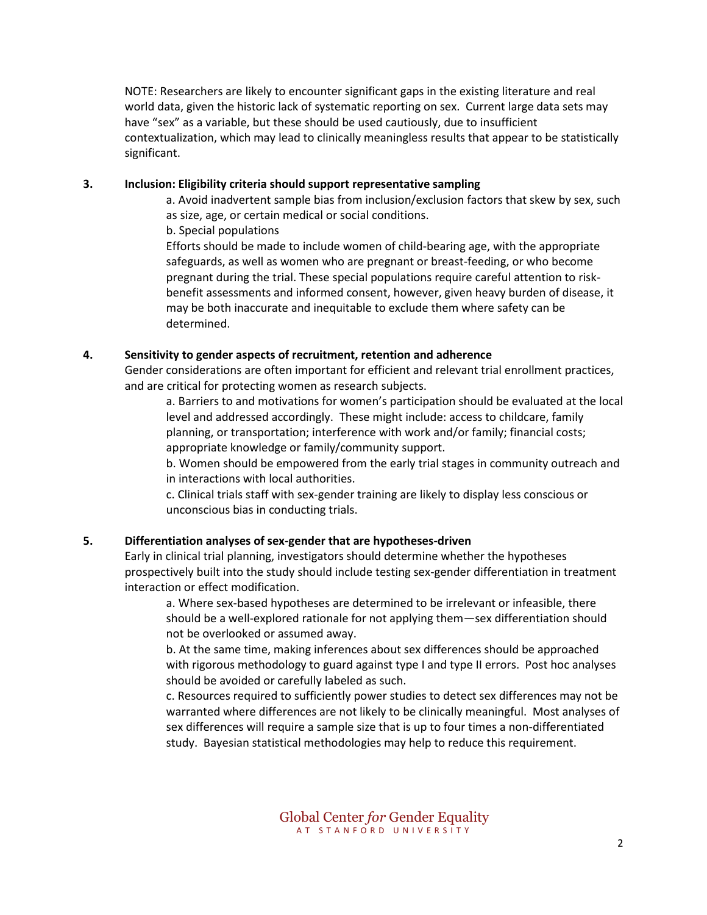NOTE: Researchers are likely to encounter significant gaps in the existing literature and real world data, given the historic lack of systematic reporting on sex. Current large data sets may have "sex" as a variable, but these should be used cautiously, due to insufficient contextualization, which may lead to clinically meaningless results that appear to be statistically significant.

**3. Inclusion: Eligibility criteria should support representative sampling**

a. Avoid inadvertent sample bias from inclusion/exclusion factors that skew by sex, such as size, age, or certain medical or social conditions.

b. Special populations

Efforts should be made to include women of child-bearing age, with the appropriate safeguards, as well as women who are pregnant or breast-feeding, or who become pregnant during the trial. These special populations require careful attention to risk-benefit assessments and informed consent, however, given heavy burden of disease, it may be both inaccurate and inequitable to exclude them where safety can be determined.

**4. Sensitivity to gender aspects of recruitment, retention and adherence**

Gender considerations are often important for efficient and relevant trial enrollment practices, and are critical for protecting women as research subjects.

a. Barriers to and motivations for women's participation should be evaluated at the local level and addressed accordingly. These might include: access to childcare, family planning, or transportation; interference with work and/or family; financial costs; appropriate knowledge or family/community support.

b. Women should be empowered from the early trial stages in community outreach and in interactions with local authorities.

c. Clinical trials staff with sex-gender training are likely to display less conscious or unconscious bias in conducting trials.

**5. Differentiation analyses of sex-gender that are hypotheses-driven**

Early in clinical trial planning, investigators should determine whether the hypotheses prospectively built into the study should include testing sex-gender differentiation in treatment interaction or effect modification.

a. Where sex-based hypotheses are determined to be irrelevant or infeasible, there should be a well-explored rationale for not applying them—sex differentiation should not be overlooked or assumed away.

b. At the same time, making inferences about sex differences should be approached with rigorous methodology to guard against type I and type II errors. Post hoc analyses should be avoided or carefully labeled as such.

c. Resources required to sufficiently power studies to detect sex differences may not be warranted where differences are not likely to be clinically meaningful. Most analyses of sex differences will require a sample size that is up to four times a non-differentiated study. Bayesian statistical methodologies may help to reduce this requirement.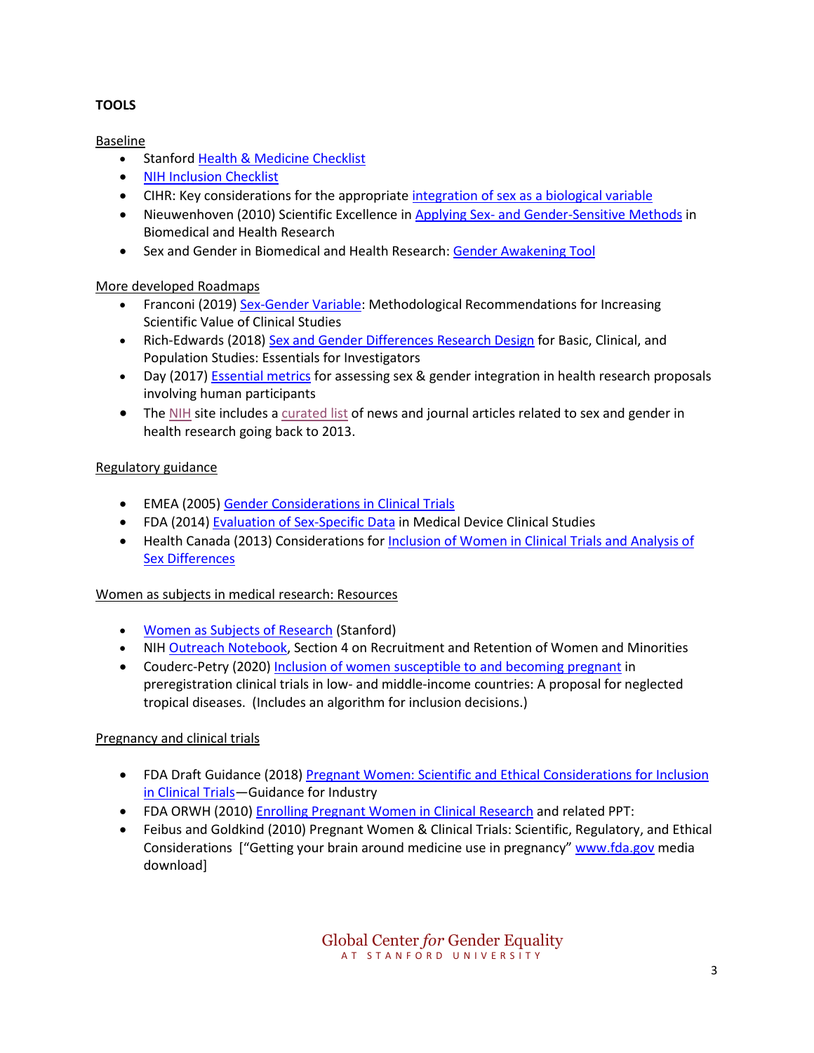**TOOLS**

Baseline

- Stanford Health & Medicine Checklist
- NIH Inclusion Checklist
- CIHR: Key considerations for the appropriate integration of sex as a biological variable
- Nieuwenhoven (2010) Scientific Excellence in Applying Sex- and Gender-Sensitive Methods in Biomedical and Health Research
- Sex and Gender in Biomedical and Health Research: Gender Awakening Tool

More developed Roadmaps

- Franconi (2019) Sex-Gender Variable: Methodological Recommendations for Increasing Scientific Value of Clinical Studies
- Rich-Edwards (2018) Sex and Gender Differences Research Design for Basic, Clinical, and Population Studies: Essentials for Investigators
- Day (2017) Essential metrics for assessing sex & gender integration in health research proposals involving human participants
- The NIH site includes a curated list of news and journal articles related to sex and gender in health research going back to 2013.

Regulatory guidance

- EMEA (2005) Gender Considerations in Clinical Trials
- FDA (2014) Evaluation of Sex-Specific Data in Medical Device Clinical Studies
- Health Canada (2013) Considerations for Inclusion of Women in Clinical Trials and Analysis of Sex Differences

Women as subjects in medical research: Resources

- Women as Subjects of Research (Stanford)
- NIH Outreach Notebook, Section 4 on Recruitment and Retention of Women and Minorities
- Couderc-Petry (2020) Inclusion of women susceptible to and becoming pregnant in preregistration clinical trials in low- and middle-income countries: A proposal for neglected tropical diseases. (Includes an algorithm for inclusion decisions.)

Pregnancy and clinical trials

- FDA Draft Guidance (2018) Pregnant Women: Scientific and Ethical Considerations for Inclusion in Clinical Trials—Guidance for Industry
- FDA ORWH (2010) Enrolling Pregnant Women in Clinical Research and related PPT:
- Feibus and Goldkind (2010) Pregnant Women & Clinical Trials: Scientific, Regulatory, and Ethical Considerations ["Getting your brain around medicine use in pregnancy" www.fda.gov media download]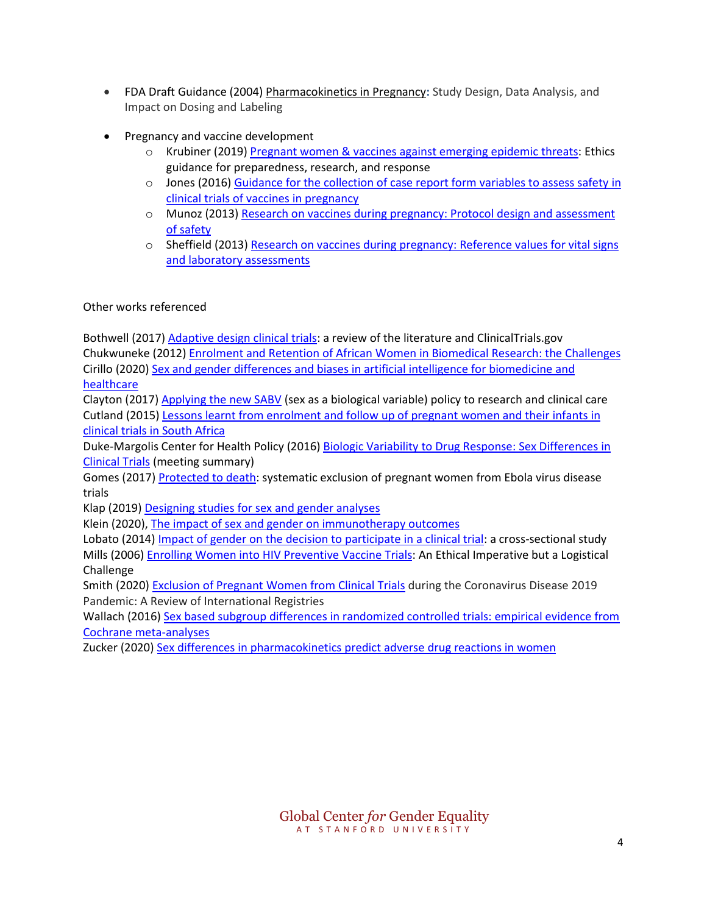- FDA Draft Guidance (2004) Pharmacokinetics in Pregnancy: Study Design, Data Analysis, and Impact on Dosing and Labeling

- Pregnancy and vaccine development
    - Krubiner (2019) Pregnant women & vaccines against emerging epidemic threats: Ethics guidance for preparedness, research, and response
    - Jones (2016) Guidance for the collection of case report form variables to assess safety in clinical trials of vaccines in pregnancy
    - Munoz (2013) Research on vaccines during pregnancy: Protocol design and assessment of safety
    - Sheffield (2013) Research on vaccines during pregnancy: Reference values for vital signs and laboratory assessments

Other works referenced

Bothwell (2017) Adaptive design clinical trials: a review of the literature and ClinicalTrials.gov
Chukwuneke (2012) Enrolment and Retention of African Women in Biomedical Research: the Challenges
Cirillo (2020) Sex and gender differences and biases in artificial intelligence for biomedicine and healthcare
Clayton (2017) Applying the new SABV (sex as a biological variable) policy to research and clinical care
Cutland (2015) Lessons learnt from enrolment and follow up of pregnant women and their infants in clinical trials in South Africa
Duke-Margolis Center for Health Policy (2016) Biologic Variability to Drug Response: Sex Differences in Clinical Trials (meeting summary)
Gomes (2017) Protected to death: systematic exclusion of pregnant women from Ebola virus disease trials
Klap (2019) Designing studies for sex and gender analyses
Klein (2020), The impact of sex and gender on immunotherapy outcomes
Lobato (2014) Impact of gender on the decision to participate in a clinical trial: a cross-sectional study
Mills (2006) Enrolling Women into HIV Preventive Vaccine Trials: An Ethical Imperative but a Logistical Challenge
Smith (2020) Exclusion of Pregnant Women from Clinical Trials during the Coronavirus Disease 2019 Pandemic: A Review of International Registries
Wallach (2016) Sex based subgroup differences in randomized controlled trials: empirical evidence from Cochrane meta-analyses
Zucker (2020) Sex differences in pharmacokinetics predict adverse drug reactions in women